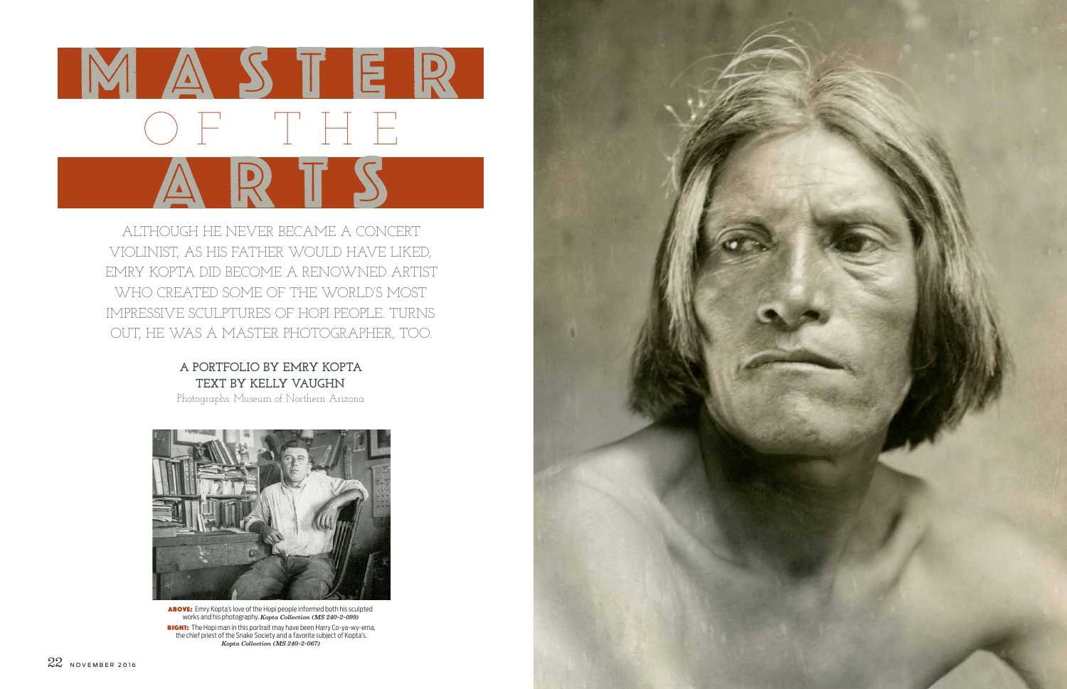# MASTER OF THE ARTS

ALTHOUGH HE NEVER BECAME A CONCERT VIOLINIST, AS HIS FATHER WOULD HAVE LIKED, EMRY KOPTA DID BECOME A RENOWNED ARTIST WHO CREATED SOME OF THE WORLD'S MOST IMPRESSIVE SCULPTURES OF HOPI PEOPLE. TURNS OUT, HE WAS A MASTER PHOTOGRAPHER, TOO.

**A PORTFOLIO BY EMRY KOPTA**
**TEXT BY KELLY VAUGHN**
Photographs: Museum of Northern Arizona

**ABOVE:** Emry Kopta's love of the Hopi people informed both his sculpted works and his photography. ***Kopta Collection (MS 240-2-099)***

**RIGHT:** The Hopi man in this portrait may have been Harry Co-ya-wy-ema, the chief priest of the Snake Society and a favorite subject of Kopta's. ***Kopta Collection (MS 240-2-067)***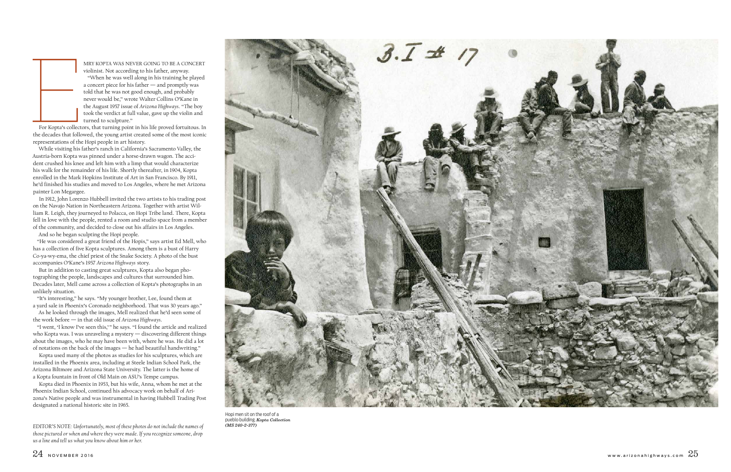EMRY KOPTA WAS NEVER GOING TO BE A CONCERT violinist. Not according to his father, anyway.

"When he was well along in his training he played a concert piece for his father — and promptly was told that he was not good enough, and probably never would be," wrote Walter Collins O'Kane in the August 1957 issue of *Arizona Highways*. "The boy took the verdict at full value, gave up the violin and turned to sculpture."

For Kopta's collectors, that turning point in his life proved fortuitous. In the decades that followed, the young artist created some of the most iconic representations of the Hopi people in art history.

While visiting his father's ranch in California's Sacramento Valley, the Austria-born Kopta was pinned under a horse-drawn wagon. The accident crushed his knee and left him with a limp that would characterize his walk for the remainder of his life. Shortly thereafter, in 1904, Kopta enrolled in the Mark Hopkins Institute of Art in San Francisco. By 1911, he'd finished his studies and moved to Los Angeles, where he met Arizona painter Lon Megargee.

In 1912, John Lorenzo Hubbell invited the two artists to his trading post on the Navajo Nation in Northeastern Arizona. Together with artist William R. Leigh, they journeyed to Polacca, on Hopi Tribe land. There, Kopta fell in love with the people, rented a room and studio space from a member of the community, and decided to close out his affairs in Los Angeles.

And so he began sculpting the Hopi people.

"He was considered a great friend of the Hopis," says artist Ed Mell, who has a collection of five Kopta sculptures. Among them is a bust of Harry Co-ya-wy-ema, the chief priest of the Snake Society. A photo of the bust accompanies O'Kane's 1957 *Arizona Highways* story.

But in addition to casting great sculptures, Kopta also began photographing the people, landscapes and cultures that surrounded him. Decades later, Mell came across a collection of Kopta's photographs in an unlikely situation.

"It's interesting," he says. "My younger brother, Lee, found them at a yard sale in Phoenix's Coronado neighborhood. That was 30 years ago."

As he looked through the images, Mell realized that he'd seen some of the work before — in that old issue of *Arizona Highways*.

"I went, 'I know I've seen this,'" he says. "I found the article and realized who Kopta was. I was unraveling a mystery — discovering different things about the images, who he may have been with, where he was. He did a lot of notations on the back of the images — he had beautiful handwriting."

Kopta used many of the photos as studies for his sculptures, which are installed in the Phoenix area, including at Steele Indian School Park, the Arizona Biltmore and Arizona State University. The latter is the home of a Kopta fountain in front of Old Main on ASU's Tempe campus.

Kopta died in Phoenix in 1953, but his wife, Anna, whom he met at the Phoenix Indian School, continued his advocacy work on behalf of Arizona's Native people and was instrumental in having Hubbell Trading Post designated a national historic site in 1965.

*EDITOR'S NOTE: Unfortunately, most of these photos do not include the names of those pictured or when and where they were made. If you recognize someone, drop us a line and tell us what you know about him or her.*

Hopi men sit on the roof of a pueblo building. ***Kopta Collection (MS 240-2-377)***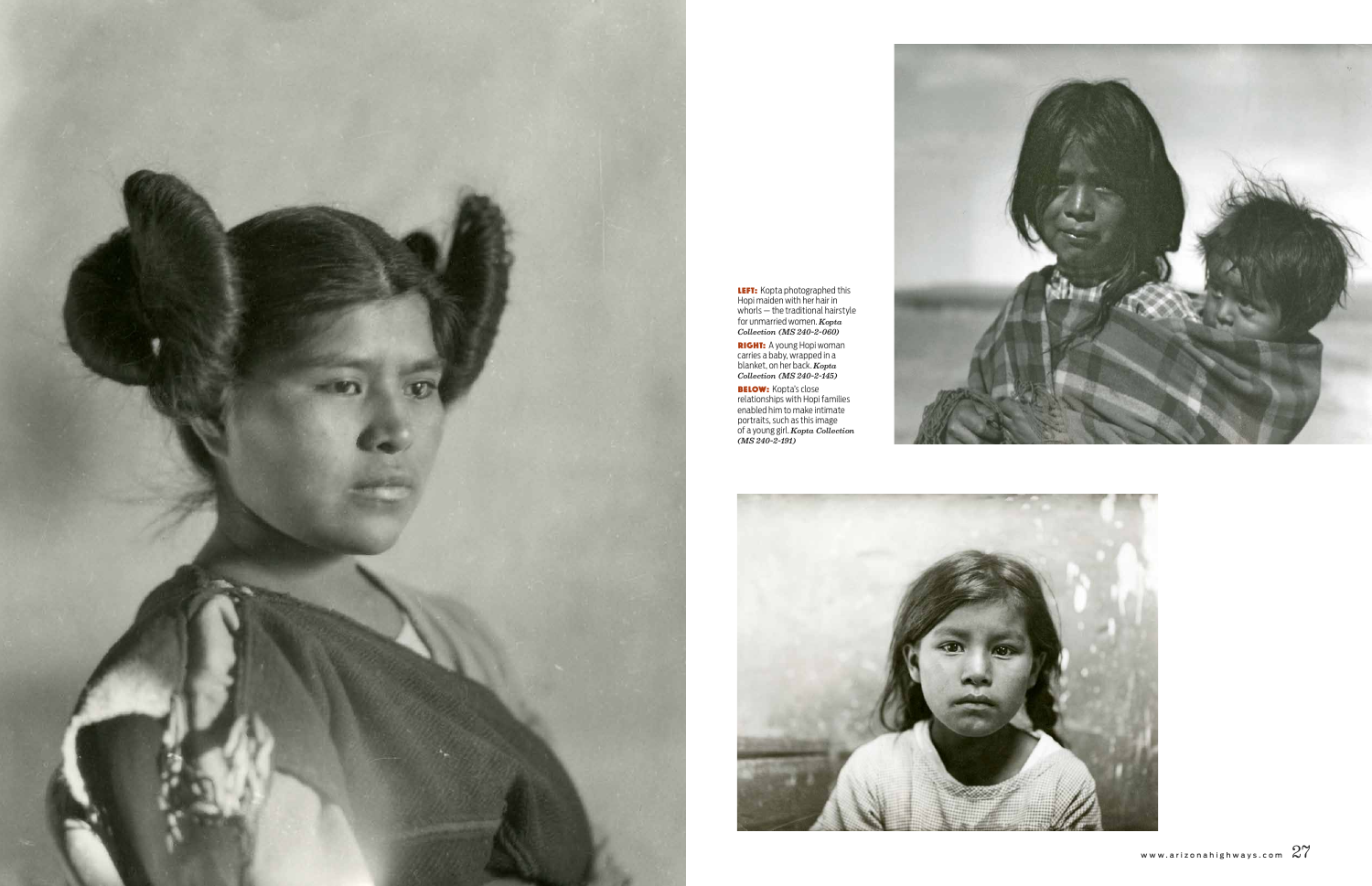**LEFT:** Kopta photographed this Hopi maiden with her hair in whorls — the traditional hairstyle for unmarried women. ***Kopta Collection (MS 240-2-060)***

**RIGHT:** A young Hopi woman carries a baby, wrapped in a blanket, on her back. ***Kopta Collection (MS 240-2-145)***

**BELOW:** Kopta's close relationships with Hopi families enabled him to make intimate portraits, such as this image of a young girl. ***Kopta Collection (MS 240-2-191)***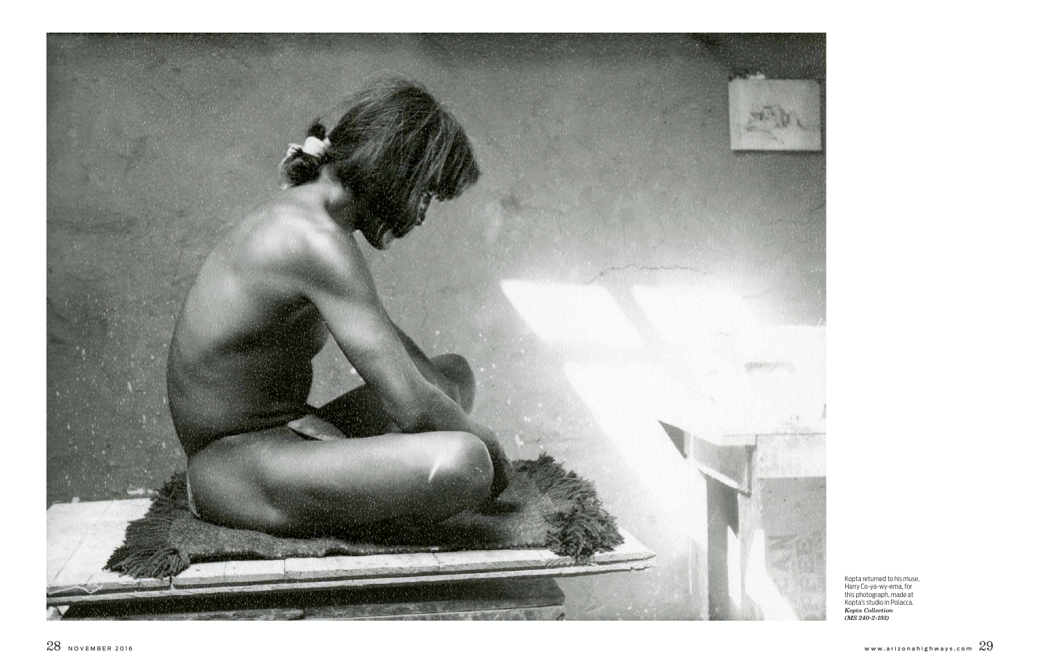Kopta returned to his muse, Harry Co-ya-wy-ema, for this photograph, made at Kopta's studio in Polacca.
***Kopta Collection (MS 240-2-193)***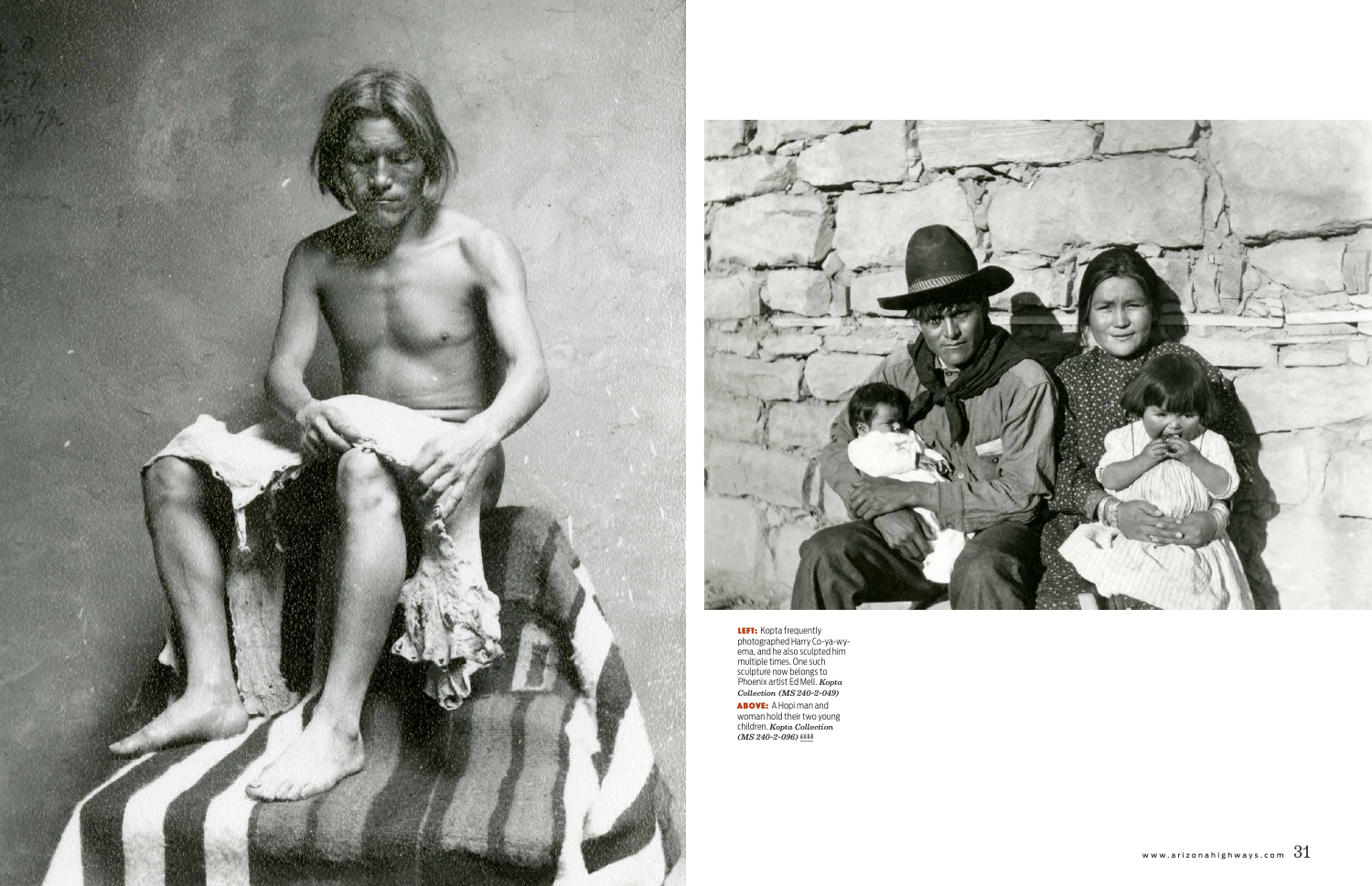**LEFT:** Kopta frequently photographed Harry Co-ya-wy-ema, and he also sculpted him multiple times. One such sculpture now belongs to Phoenix artist Ed Mell. ***Kopta Collection (MS 240-2-049)***

**ABOVE:** A Hopi man and woman hold their two young children. ***Kopta Collection (MS 240-2-096)***